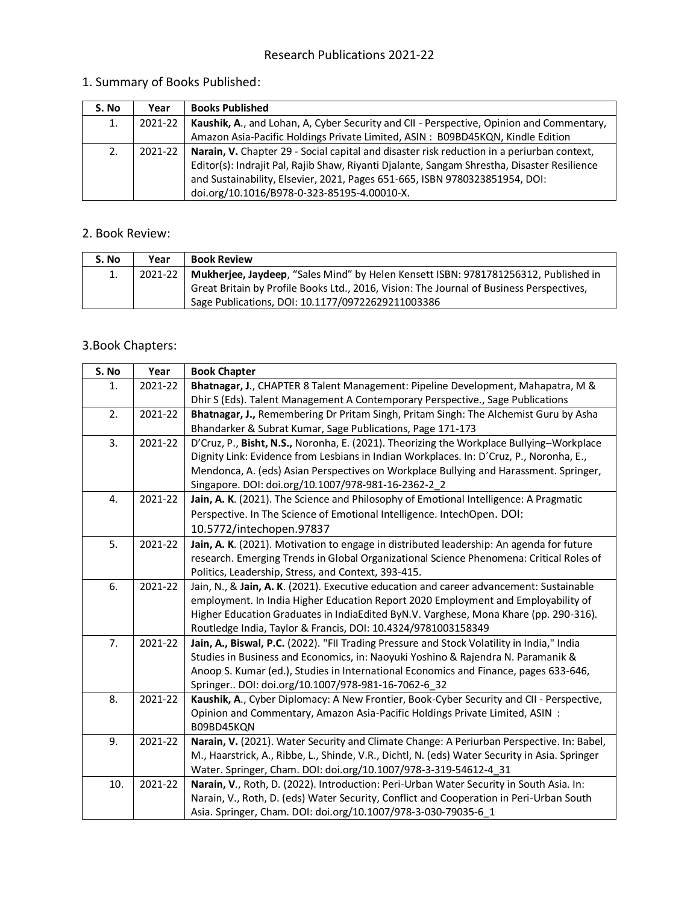# Research Publications 2021-22

## 1. Summary of Books Published:

| S. No | Year | Books Published |
|---|---|---|
| 1. | 2021-22 | **Kaushik, A**., and Lohan, A, Cyber Security and CII - Perspective, Opinion and Commentary, Amazon Asia-Pacific Holdings Private Limited, ASIN : B09BD45KQN, Kindle Edition |
| 2. | 2021-22 | **Narain, V.** Chapter 29 - Social capital and disaster risk reduction in a periurban context, Editor(s): Indrajit Pal, Rajib Shaw, Riyanti Djalante, Sangam Shrestha, Disaster Resilience and Sustainability, Elsevier, 2021, Pages 651-665, ISBN 9780323851954, DOI: doi.org/10.1016/B978-0-323-85195-4.00010-X. |

## 2. Book Review:

| S. No | Year | Book Review |
|---|---|---|
| 1. | 2021-22 | **Mukherjee, Jaydeep**, "Sales Mind" by Helen Kensett ISBN: 9781781256312, Published in Great Britain by Profile Books Ltd., 2016, Vision: The Journal of Business Perspectives, Sage Publications, DOI: 10.1177/09722629211003386 |

## 3.Book Chapters:

| S. No | Year | Book Chapter |
|---|---|---|
| 1. | 2021-22 | **Bhatnagar, J**., CHAPTER 8 Talent Management: Pipeline Development, Mahapatra, M & Dhir S (Eds). Talent Management A Contemporary Perspective., Sage Publications |
| 2. | 2021-22 | **Bhatnagar, J.,** Remembering Dr Pritam Singh, Pritam Singh: The Alchemist Guru by Asha Bhandarker & Subrat Kumar, Sage Publications, Page 171-173 |
| 3. | 2021-22 | D'Cruz, P., **Bisht, N.S.,** Noronha, E. (2021). Theorizing the Workplace Bullying–Workplace Dignity Link: Evidence from Lesbians in Indian Workplaces. In: D´Cruz, P., Noronha, E., Mendonca, A. (eds) Asian Perspectives on Workplace Bullying and Harassment. Springer, Singapore. DOI: doi.org/10.1007/978-981-16-2362-2_2 |
| 4. | 2021-22 | **Jain, A. K**. (2021). The Science and Philosophy of Emotional Intelligence: A Pragmatic Perspective. In The Science of Emotional Intelligence. IntechOpen. DOI: 10.5772/intechopen.97837 |
| 5. | 2021-22 | **Jain, A. K**. (2021). Motivation to engage in distributed leadership: An agenda for future research. Emerging Trends in Global Organizational Science Phenomena: Critical Roles of Politics, Leadership, Stress, and Context, 393-415. |
| 6. | 2021-22 | Jain, N., & **Jain, A. K**. (2021). Executive education and career advancement: Sustainable employment. In India Higher Education Report 2020 Employment and Employability of Higher Education Graduates in IndiaEdited ByN.V. Varghese, Mona Khare (pp. 290-316). Routledge India, Taylor & Francis, DOI: 10.4324/9781003158349 |
| 7. | 2021-22 | **Jain, A., Biswal, P.C.** (2022). "FII Trading Pressure and Stock Volatility in India," India Studies in Business and Economics, in: Naoyuki Yoshino & Rajendra N. Paramanik & Anoop S. Kumar (ed.), Studies in International Economics and Finance, pages 633-646, Springer.. DOI: doi.org/10.1007/978-981-16-7062-6_32 |
| 8. | 2021-22 | **Kaushik, A**., Cyber Diplomacy: A New Frontier, Book-Cyber Security and CII - Perspective, Opinion and Commentary, Amazon Asia-Pacific Holdings Private Limited, ASIN : B09BD45KQN |
| 9. | 2021-22 | **Narain, V.** (2021). Water Security and Climate Change: A Periurban Perspective. In: Babel, M., Haarstrick, A., Ribbe, L., Shinde, V.R., Dichtl, N. (eds) Water Security in Asia. Springer Water. Springer, Cham. DOI: doi.org/10.1007/978-3-319-54612-4_31 |
| 10. | 2021-22 | **Narain, V**., Roth, D. (2022). Introduction: Peri-Urban Water Security in South Asia. In: Narain, V., Roth, D. (eds) Water Security, Conflict and Cooperation in Peri-Urban South Asia. Springer, Cham. DOI: doi.org/10.1007/978-3-030-79035-6_1 |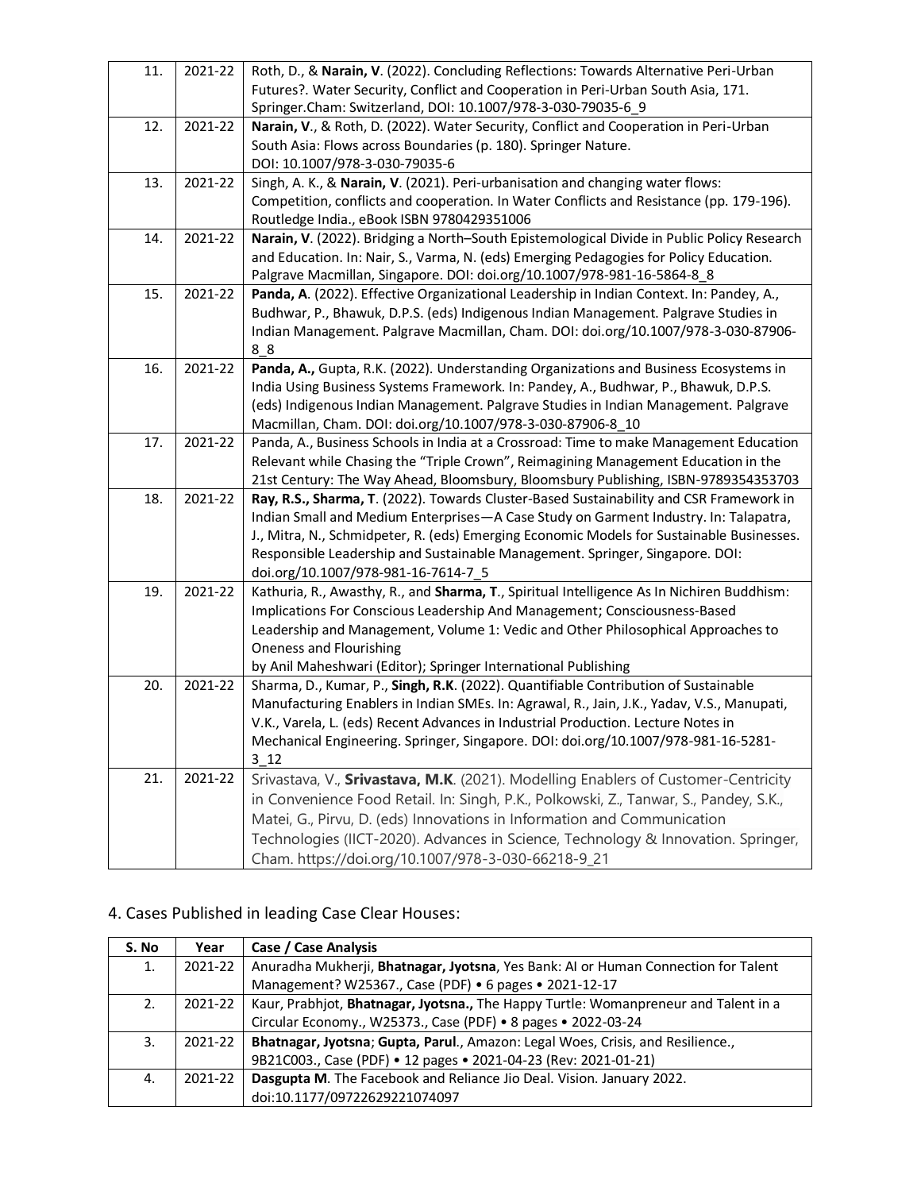| | | |
|---|---|---|
| 11. | 2021-22 | Roth, D., & **Narain, V**. (2022). Concluding Reflections: Towards Alternative Peri-Urban Futures?. Water Security, Conflict and Cooperation in Peri-Urban South Asia, 171. Springer.Cham: Switzerland, DOI: 10.1007/978-3-030-79035-6_9 |
| 12. | 2021-22 | **Narain, V**., & Roth, D. (2022). Water Security, Conflict and Cooperation in Peri-Urban South Asia: Flows across Boundaries (p. 180). Springer Nature. DOI: 10.1007/978-3-030-79035-6 |
| 13. | 2021-22 | Singh, A. K., & **Narain, V**. (2021). Peri-urbanisation and changing water flows: Competition, conflicts and cooperation. In Water Conflicts and Resistance (pp. 179-196). Routledge India., eBook ISBN 9780429351006 |
| 14. | 2021-22 | **Narain, V**. (2022). Bridging a North–South Epistemological Divide in Public Policy Research and Education. In: Nair, S., Varma, N. (eds) Emerging Pedagogies for Policy Education. Palgrave Macmillan, Singapore. DOI: doi.org/10.1007/978-981-16-5864-8_8 |
| 15. | 2021-22 | **Panda, A**. (2022). Effective Organizational Leadership in Indian Context. In: Pandey, A., Budhwar, P., Bhawuk, D.P.S. (eds) Indigenous Indian Management. Palgrave Studies in Indian Management. Palgrave Macmillan, Cham. DOI: doi.org/10.1007/978-3-030-87906-8_8 |
| 16. | 2021-22 | **Panda, A.,** Gupta, R.K. (2022). Understanding Organizations and Business Ecosystems in India Using Business Systems Framework. In: Pandey, A., Budhwar, P., Bhawuk, D.P.S. (eds) Indigenous Indian Management. Palgrave Studies in Indian Management. Palgrave Macmillan, Cham. DOI: doi.org/10.1007/978-3-030-87906-8_10 |
| 17. | 2021-22 | Panda, A., Business Schools in India at a Crossroad: Time to make Management Education Relevant while Chasing the “Triple Crown”, Reimagining Management Education in the 21st Century: The Way Ahead, Bloomsbury, Bloomsbury Publishing, ISBN-9789354353703 |
| 18. | 2021-22 | **Ray, R.S., Sharma, T**. (2022). Towards Cluster-Based Sustainability and CSR Framework in Indian Small and Medium Enterprises—A Case Study on Garment Industry. In: Talapatra, J., Mitra, N., Schmidpeter, R. (eds) Emerging Economic Models for Sustainable Businesses. Responsible Leadership and Sustainable Management. Springer, Singapore. DOI: doi.org/10.1007/978-981-16-7614-7_5 |
| 19. | 2021-22 | Kathuria, R., Awasthy, R., and **Sharma, T**., Spiritual Intelligence As In Nichiren Buddhism: Implications For Conscious Leadership And Management; Consciousness-Based Leadership and Management, Volume 1: Vedic and Other Philosophical Approaches to Oneness and Flourishing by Anil Maheshwari (Editor); Springer International Publishing |
| 20. | 2021-22 | Sharma, D., Kumar, P., **Singh, R.K**. (2022). Quantifiable Contribution of Sustainable Manufacturing Enablers in Indian SMEs. In: Agrawal, R., Jain, J.K., Yadav, V.S., Manupati, V.K., Varela, L. (eds) Recent Advances in Industrial Production. Lecture Notes in Mechanical Engineering. Springer, Singapore. DOI: doi.org/10.1007/978-981-16-5281-3_12 |
| 21. | 2021-22 | Srivastava, V., **Srivastava, M.K**. (2021). Modelling Enablers of Customer-Centricity in Convenience Food Retail. In: Singh, P.K., Polkowski, Z., Tanwar, S., Pandey, S.K., Matei, G., Pirvu, D. (eds) Innovations in Information and Communication Technologies (IICT-2020). Advances in Science, Technology & Innovation. Springer, Cham. https://doi.org/10.1007/978-3-030-66218-9_21 |

4. Cases Published in leading Case Clear Houses:

| S. No | Year | Case / Case Analysis |
|---|---|---|
| 1. | 2021-22 | Anuradha Mukherji, **Bhatnagar, Jyotsna**, Yes Bank: AI or Human Connection for Talent Management? W25367., Case (PDF) • 6 pages • 2021-12-17 |
| 2. | 2021-22 | Kaur, Prabhjot, **Bhatnagar, Jyotsna.**, The Happy Turtle: Womanpreneur and Talent in a Circular Economy., W25373., Case (PDF) • 8 pages • 2022-03-24 |
| 3. | 2021-22 | **Bhatnagar, Jyotsna**; **Gupta, Parul**., Amazon: Legal Woes, Crisis, and Resilience., 9B21C003., Case (PDF) • 12 pages • 2021-04-23 (Rev: 2021-01-21) |
| 4. | 2021-22 | **Dasgupta M**. The Facebook and Reliance Jio Deal. Vision. January 2022. doi:10.1177/09722629221074097 |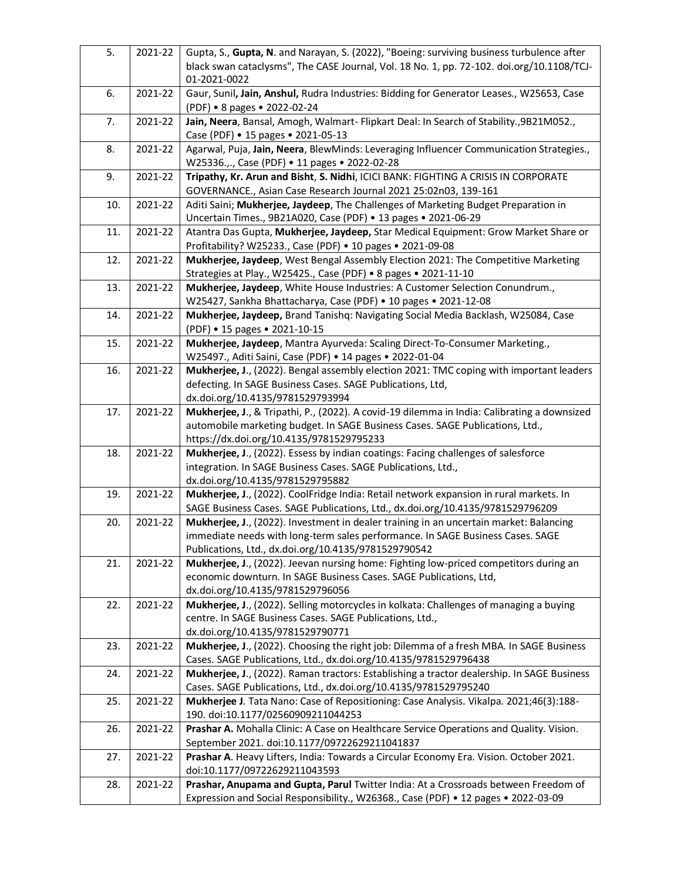| 5. | 2021-22 | Gupta, S., **Gupta, N**. and Narayan, S. (2022), "Boeing: surviving business turbulence after black swan cataclysms", The CASE Journal, Vol. 18 No. 1, pp. 72-102. doi.org/10.1108/TCJ-01-2021-0022 |
|---|---|---|
| 6. | 2021-22 | Gaur, Sunil**, Jain, Anshul,** Rudra Industries: Bidding for Generator Leases., W25653, Case (PDF) • 8 pages • 2022-02-24 |
| 7. | 2021-22 | **Jain, Neera**, Bansal, Amogh, Walmart- Flipkart Deal: In Search of Stability.,9B21M052., Case (PDF) • 15 pages • 2021-05-13 |
| 8. | 2021-22 | Agarwal, Puja, **Jain, Neera**, BlewMinds: Leveraging Influencer Communication Strategies., W25336.,., Case (PDF) • 11 pages • 2022-02-28 |
| 9. | 2021-22 | **Tripathy, Kr. Arun and Bisht**, **S. Nidhi**, ICICI BANK: FIGHTING A CRISIS IN CORPORATE GOVERNANCE., Asian Case Research Journal 2021 25:02n03, 139-161 |
| 10. | 2021-22 | Aditi Saini; **Mukherjee, Jaydeep**, The Challenges of Marketing Budget Preparation in Uncertain Times., 9B21A020, Case (PDF) • 13 pages • 2021-06-29 |
| 11. | 2021-22 | Atantra Das Gupta, **Mukherjee, Jaydeep,** Star Medical Equipment: Grow Market Share or Profitability? W25233., Case (PDF) • 10 pages • 2021-09-08 |
| 12. | 2021-22 | **Mukherjee, Jaydeep**, West Bengal Assembly Election 2021: The Competitive Marketing Strategies at Play., W25425., Case (PDF) • 8 pages • 2021-11-10 |
| 13. | 2021-22 | **Mukherjee, Jaydeep**, White House Industries: A Customer Selection Conundrum., W25427, Sankha Bhattacharya, Case (PDF) • 10 pages • 2021-12-08 |
| 14. | 2021-22 | **Mukherjee, Jaydeep,** Brand Tanishq: Navigating Social Media Backlash, W25084, Case (PDF) • 15 pages • 2021-10-15 |
| 15. | 2021-22 | **Mukherjee, Jaydeep**, Mantra Ayurveda: Scaling Direct-To-Consumer Marketing., W25497., Aditi Saini, Case (PDF) • 14 pages • 2022-01-04 |
| 16. | 2021-22 | **Mukherjee, J**., (2022). Bengal assembly election 2021: TMC coping with important leaders defecting. In SAGE Business Cases. SAGE Publications, Ltd, dx.doi.org/10.4135/9781529793994 |
| 17. | 2021-22 | **Mukherjee, J**., & Tripathi, P., (2022). A covid-19 dilemma in India: Calibrating a downsized automobile marketing budget. In SAGE Business Cases. SAGE Publications, Ltd., https://dx.doi.org/10.4135/9781529795233 |
| 18. | 2021-22 | **Mukherjee, J**., (2022). Essess by indian coatings: Facing challenges of salesforce integration. In SAGE Business Cases. SAGE Publications, Ltd., dx.doi.org/10.4135/9781529795882 |
| 19. | 2021-22 | **Mukherjee, J**., (2022). CoolFridge India: Retail network expansion in rural markets. In SAGE Business Cases. SAGE Publications, Ltd., dx.doi.org/10.4135/9781529796209 |
| 20. | 2021-22 | **Mukherjee, J**., (2022). Investment in dealer training in an uncertain market: Balancing immediate needs with long-term sales performance. In SAGE Business Cases. SAGE Publications, Ltd., dx.doi.org/10.4135/9781529790542 |
| 21. | 2021-22 | **Mukherjee, J**., (2022). Jeevan nursing home: Fighting low-priced competitors during an economic downturn. In SAGE Business Cases. SAGE Publications, Ltd, dx.doi.org/10.4135/9781529796056 |
| 22. | 2021-22 | **Mukherjee, J**., (2022). Selling motorcycles in kolkata: Challenges of managing a buying centre. In SAGE Business Cases. SAGE Publications, Ltd., dx.doi.org/10.4135/9781529790771 |
| 23. | 2021-22 | **Mukherjee, J**., (2022). Choosing the right job: Dilemma of a fresh MBA. In SAGE Business Cases. SAGE Publications, Ltd., dx.doi.org/10.4135/9781529796438 |
| 24. | 2021-22 | **Mukherjee, J**., (2022). Raman tractors: Establishing a tractor dealership. In SAGE Business Cases. SAGE Publications, Ltd., dx.doi.org/10.4135/9781529795240 |
| 25. | 2021-22 | **Mukherjee J**. Tata Nano: Case of Repositioning: Case Analysis. Vikalpa. 2021;46(3):188-190. doi:10.1177/02560909211044253 |
| 26. | 2021-22 | **Prashar A.** Mohalla Clinic: A Case on Healthcare Service Operations and Quality. Vision. September 2021. doi:10.1177/09722629211041837 |
| 27. | 2021-22 | **Prashar A**. Heavy Lifters, India: Towards a Circular Economy Era. Vision. October 2021. doi:10.1177/09722629211043593 |
| 28. | 2021-22 | **Prashar, Anupama and Gupta, Parul** Twitter India: At a Crossroads between Freedom of Expression and Social Responsibility., W26368., Case (PDF) • 12 pages • 2022-03-09 |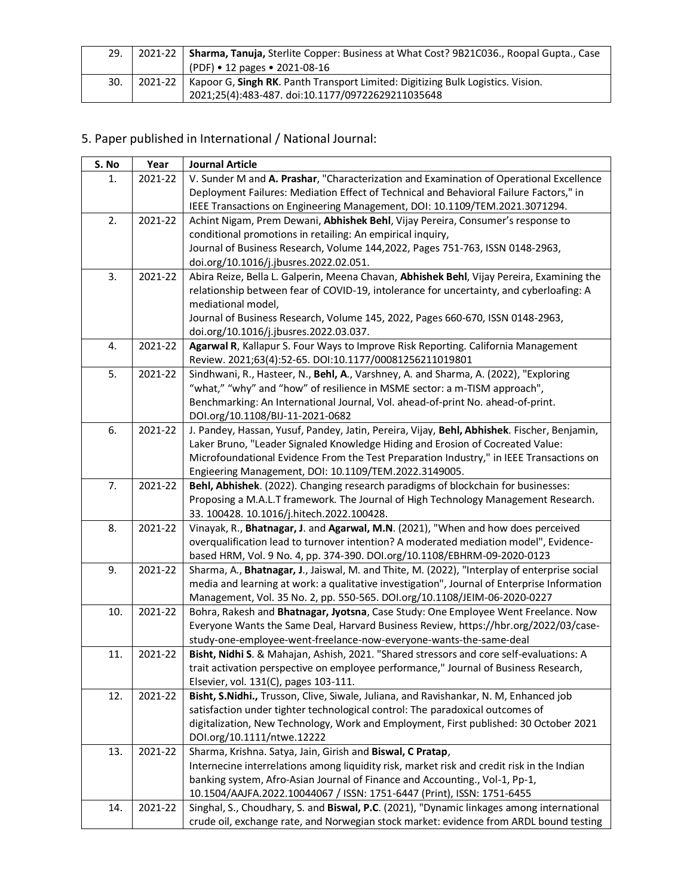| | | |
|---|---|---|
| 29. | 2021-22 | **Sharma, Tanuja,** Sterlite Copper: Business at What Cost? 9B21C036., Roopal Gupta., Case (PDF) • 12 pages • 2021-08-16 |
| 30. | 2021-22 | Kapoor G, **Singh RK**. Panth Transport Limited: Digitizing Bulk Logistics. Vision. 2021;25(4):483-487. doi:10.1177/09722629211035648 |

## 5. Paper published in International / National Journal:

| S. No | Year | Journal Article |
|---|---|---|
| 1. | 2021-22 | V. Sunder M and **A. Prashar**, "Characterization and Examination of Operational Excellence Deployment Failures: Mediation Effect of Technical and Behavioral Failure Factors," in IEEE Transactions on Engineering Management, DOI: 10.1109/TEM.2021.3071294. |
| 2. | 2021-22 | Achint Nigam, Prem Dewani, **Abhishek Behl**, Vijay Pereira, Consumer's response to conditional promotions in retailing: An empirical inquiry, Journal of Business Research, Volume 144,2022, Pages 751-763, ISSN 0148-2963, doi.org/10.1016/j.jbusres.2022.02.051. |
| 3. | 2021-22 | Abira Reize, Bella L. Galperin, Meena Chavan, **Abhishek Behl**, Vijay Pereira, Examining the relationship between fear of COVID-19, intolerance for uncertainty, and cyberloafing: A mediational model, Journal of Business Research, Volume 145, 2022, Pages 660-670, ISSN 0148-2963, doi.org/10.1016/j.jbusres.2022.03.037. |
| 4. | 2021-22 | **Agarwal R**, Kallapur S. Four Ways to Improve Risk Reporting. California Management Review. 2021;63(4):52-65. DOI:10.1177/00081256211019801 |
| 5. | 2021-22 | Sindhwani, R., Hasteer, N., **Behl, A.**, Varshney, A. and Sharma, A. (2022), "Exploring "what," "why" and "how" of resilience in MSME sector: a m-TISM approach", Benchmarking: An International Journal, Vol. ahead-of-print No. ahead-of-print. DOI.org/10.1108/BIJ-11-2021-0682 |
| 6. | 2021-22 | J. Pandey, Hassan, Yusuf, Pandey, Jatin, Pereira, Vijay, **Behl, Abhishek**. Fischer, Benjamin, Laker Bruno, "Leader Signaled Knowledge Hiding and Erosion of Cocreated Value: Microfoundational Evidence From the Test Preparation Industry," in IEEE Transactions on Engieering Management, DOI: 10.1109/TEM.2022.3149005. |
| 7. | 2021-22 | **Behl, Abhishek**. (2022). Changing research paradigms of blockchain for businesses: Proposing a M.A.L.T framework. The Journal of High Technology Management Research. 33. 100428. 10.1016/j.hitech.2022.100428. |
| 8. | 2021-22 | Vinayak, R., **Bhatnagar, J**. and **Agarwal, M.N**. (2021), "When and how does perceived overqualification lead to turnover intention? A moderated mediation model", Evidence-based HRM, Vol. 9 No. 4, pp. 374-390. DOI.org/10.1108/EBHRM-09-2020-0123 |
| 9. | 2021-22 | Sharma, A., **Bhatnagar, J.**, Jaiswal, M. and Thite, M. (2022), "Interplay of enterprise social media and learning at work: a qualitative investigation", Journal of Enterprise Information Management, Vol. 35 No. 2, pp. 550-565. DOI.org/10.1108/JEIM-06-2020-0227 |
| 10. | 2021-22 | Bohra, Rakesh and **Bhatnagar, Jyotsna**, Case Study: One Employee Went Freelance. Now Everyone Wants the Same Deal, Harvard Business Review, https://hbr.org/2022/03/case-study-one-employee-went-freelance-now-everyone-wants-the-same-deal |
| 11. | 2021-22 | **Bisht, Nidhi S**. & Mahajan, Ashish, 2021. "Shared stressors and core self-evaluations: A trait activation perspective on employee performance," Journal of Business Research, Elsevier, vol. 131(C), pages 103-111. |
| 12. | 2021-22 | **Bisht, S.Nidhi.,** Trusson, Clive, Siwale, Juliana, and Ravishankar, N. M, Enhanced job satisfaction under tighter technological control: The paradoxical outcomes of digitalization, New Technology, Work and Employment, First published: 30 October 2021 DOI.org/10.1111/ntwe.12222 |
| 13. | 2021-22 | Sharma, Krishna. Satya, Jain, Girish and **Biswal, C Pratap**, Internecine interrelations among liquidity risk, market risk and credit risk in the Indian banking system, Afro-Asian Journal of Finance and Accounting., Vol-1, Pp-1, 10.1504/AAJFA.2022.10044067 / ISSN: 1751-6447 (Print), ISSN: 1751-6455 |
| 14. | 2021-22 | Singhal, S., Choudhary, S. and **Biswal, P.C**. (2021), "Dynamic linkages among international crude oil, exchange rate, and Norwegian stock market: evidence from ARDL bound testing |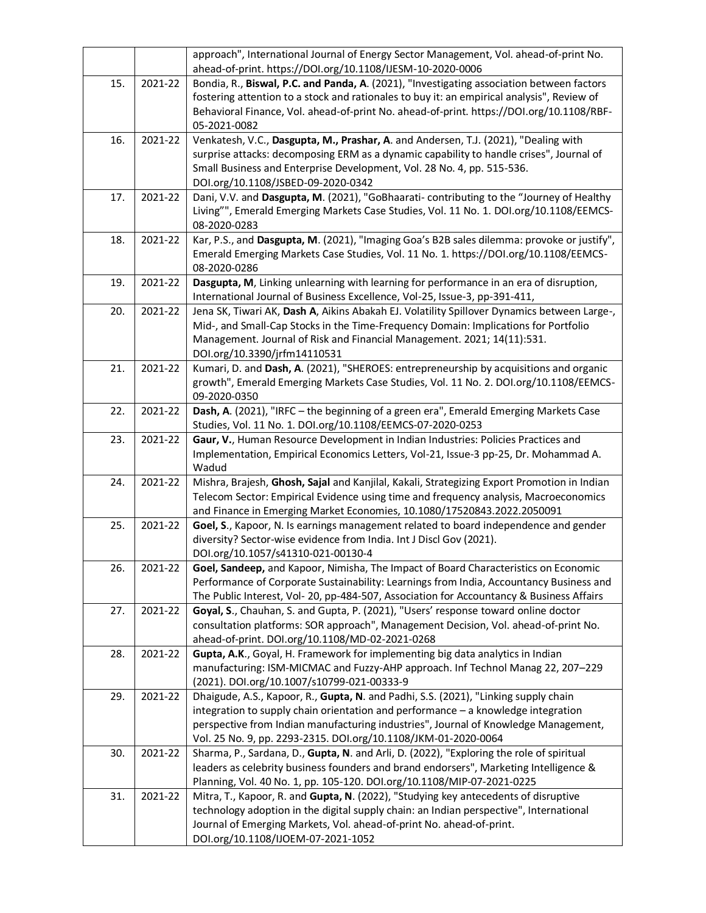| | | |
|---|---|---|
| | | approach", International Journal of Energy Sector Management, Vol. ahead-of-print No. ahead-of-print. https://DOI.org/10.1108/IJESM-10-2020-0006 |
| 15. | 2021-22 | Bondia, R., **Biswal, P.C. and Panda, A**. (2021), "Investigating association between factors fostering attention to a stock and rationales to buy it: an empirical analysis", Review of Behavioral Finance, Vol. ahead-of-print No. ahead-of-print. https://DOI.org/10.1108/RBF-05-2021-0082 |
| 16. | 2021-22 | Venkatesh, V.C., **Dasgupta, M., Prashar, A**. and Andersen, T.J. (2021), "Dealing with surprise attacks: decomposing ERM as a dynamic capability to handle crises", Journal of Small Business and Enterprise Development, Vol. 28 No. 4, pp. 515-536. DOI.org/10.1108/JSBED-09-2020-0342 |
| 17. | 2021-22 | Dani, V.V. and **Dasgupta, M**. (2021), "GoBhaarati- contributing to the "Journey of Healthy Living"", Emerald Emerging Markets Case Studies, Vol. 11 No. 1. DOI.org/10.1108/EEMCS-08-2020-0283 |
| 18. | 2021-22 | Kar, P.S., and **Dasgupta, M**. (2021), "Imaging Goa's B2B sales dilemma: provoke or justify", Emerald Emerging Markets Case Studies, Vol. 11 No. 1. https://DOI.org/10.1108/EEMCS-08-2020-0286 |
| 19. | 2021-22 | **Dasgupta, M**, Linking unlearning with learning for performance in an era of disruption, International Journal of Business Excellence, Vol-25, Issue-3, pp-391-411, |
| 20. | 2021-22 | Jena SK, Tiwari AK, **Dash A**, Aikins Abakah EJ. Volatility Spillover Dynamics between Large-, Mid-, and Small-Cap Stocks in the Time-Frequency Domain: Implications for Portfolio Management. Journal of Risk and Financial Management. 2021; 14(11):531. DOI.org/10.3390/jrfm14110531 |
| 21. | 2021-22 | Kumari, D. and **Dash, A**. (2021), "SHEROES: entrepreneurship by acquisitions and organic growth", Emerald Emerging Markets Case Studies, Vol. 11 No. 2. DOI.org/10.1108/EEMCS-09-2020-0350 |
| 22. | 2021-22 | **Dash, A**. (2021), "IRFC – the beginning of a green era", Emerald Emerging Markets Case Studies, Vol. 11 No. 1. DOI.org/10.1108/EEMCS-07-2020-0253 |
| 23. | 2021-22 | **Gaur, V.**, Human Resource Development in Indian Industries: Policies Practices and Implementation, Empirical Economics Letters, Vol-21, Issue-3 pp-25, Dr. Mohammad A. Wadud |
| 24. | 2021-22 | Mishra, Brajesh, **Ghosh, Sajal** and Kanjilal, Kakali, Strategizing Export Promotion in Indian Telecom Sector: Empirical Evidence using time and frequency analysis, Macroeconomics and Finance in Emerging Market Economies, 10.1080/17520843.2022.2050091 |
| 25. | 2021-22 | **Goel, S**., Kapoor, N. Is earnings management related to board independence and gender diversity? Sector-wise evidence from India. Int J Discl Gov (2021). DOI.org/10.1057/s41310-021-00130-4 |
| 26. | 2021-22 | **Goel, Sandeep,** and Kapoor, Nimisha, The Impact of Board Characteristics on Economic Performance of Corporate Sustainability: Learnings from India, Accountancy Business and The Public Interest, Vol- 20, pp-484-507, Association for Accountancy & Business Affairs |
| 27. | 2021-22 | **Goyal, S**., Chauhan, S. and Gupta, P. (2021), "Users' response toward online doctor consultation platforms: SOR approach", Management Decision, Vol. ahead-of-print No. ahead-of-print. DOI.org/10.1108/MD-02-2021-0268 |
| 28. | 2021-22 | **Gupta, A.K**., Goyal, H. Framework for implementing big data analytics in Indian manufacturing: ISM-MICMAC and Fuzzy-AHP approach. Inf Technol Manag 22, 207–229 (2021). DOI.org/10.1007/s10799-021-00333-9 |
| 29. | 2021-22 | Dhaigude, A.S., Kapoor, R., **Gupta, N**. and Padhi, S.S. (2021), "Linking supply chain integration to supply chain orientation and performance – a knowledge integration perspective from Indian manufacturing industries", Journal of Knowledge Management, Vol. 25 No. 9, pp. 2293-2315. DOI.org/10.1108/JKM-01-2020-0064 |
| 30. | 2021-22 | Sharma, P., Sardana, D., **Gupta, N**. and Arli, D. (2022), "Exploring the role of spiritual leaders as celebrity business founders and brand endorsers", Marketing Intelligence & Planning, Vol. 40 No. 1, pp. 105-120. DOI.org/10.1108/MIP-07-2021-0225 |
| 31. | 2021-22 | Mitra, T., Kapoor, R. and **Gupta, N**. (2022), "Studying key antecedents of disruptive technology adoption in the digital supply chain: an Indian perspective", International Journal of Emerging Markets, Vol. ahead-of-print No. ahead-of-print. DOI.org/10.1108/IJOEM-07-2021-1052 |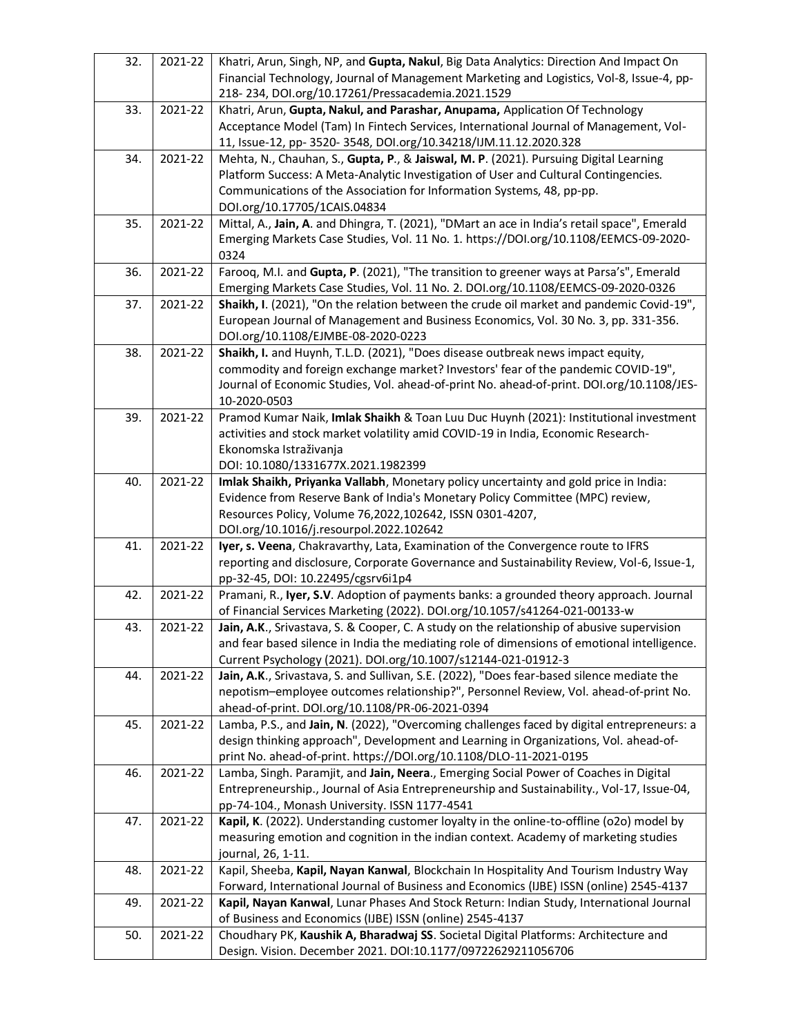| 32. | 2021-22 | Khatri, Arun, Singh, NP, and **Gupta, Nakul**, Big Data Analytics: Direction And Impact On Financial Technology, Journal of Management Marketing and Logistics, Vol-8, Issue-4, pp- 218- 234, DOI.org/10.17261/Pressacademia.2021.1529 |
|---|---|---|
| 33. | 2021-22 | Khatri, Arun, **Gupta, Nakul, and Parashar, Anupama,** Application Of Technology Acceptance Model (Tam) In Fintech Services, International Journal of Management, Vol-11, Issue-12, pp- 3520- 3548, DOI.org/10.34218/IJM.11.12.2020.328 |
| 34. | 2021-22 | Mehta, N., Chauhan, S., **Gupta, P**., & **Jaiswal, M. P**. (2021). Pursuing Digital Learning Platform Success: A Meta-Analytic Investigation of User and Cultural Contingencies. Communications of the Association for Information Systems, 48, pp-pp. DOI.org/10.17705/1CAIS.04834 |
| 35. | 2021-22 | Mittal, A., **Jain, A**. and Dhingra, T. (2021), "DMart an ace in India's retail space", Emerald Emerging Markets Case Studies, Vol. 11 No. 1. https://DOI.org/10.1108/EEMCS-09-2020-0324 |
| 36. | 2021-22 | Farooq, M.I. and **Gupta, P**. (2021), "The transition to greener ways at Parsa's", Emerald Emerging Markets Case Studies, Vol. 11 No. 2. DOI.org/10.1108/EEMCS-09-2020-0326 |
| 37. | 2021-22 | **Shaikh, I**. (2021), "On the relation between the crude oil market and pandemic Covid-19", European Journal of Management and Business Economics, Vol. 30 No. 3, pp. 331-356. DOI.org/10.1108/EJMBE-08-2020-0223 |
| 38. | 2021-22 | **Shaikh, I.** and Huynh, T.L.D. (2021), "Does disease outbreak news impact equity, commodity and foreign exchange market? Investors' fear of the pandemic COVID-19", Journal of Economic Studies, Vol. ahead-of-print No. ahead-of-print. DOI.org/10.1108/JES-10-2020-0503 |
| 39. | 2021-22 | Pramod Kumar Naik, **Imlak Shaikh** & Toan Luu Duc Huynh (2021): Institutional investment activities and stock market volatility amid COVID-19 in India, Economic Research-Ekonomska Istraživanja DOI: 10.1080/1331677X.2021.1982399 |
| 40. | 2021-22 | **Imlak Shaikh, Priyanka Vallabh**, Monetary policy uncertainty and gold price in India: Evidence from Reserve Bank of India's Monetary Policy Committee (MPC) review, Resources Policy, Volume 76,2022,102642, ISSN 0301-4207, DOI.org/10.1016/j.resourpol.2022.102642 |
| 41. | 2021-22 | **Iyer, s. Veena**, Chakravarthy, Lata, Examination of the Convergence route to IFRS reporting and disclosure, Corporate Governance and Sustainability Review, Vol-6, Issue-1, pp-32-45, DOI: 10.22495/cgsrv6i1p4 |
| 42. | 2021-22 | Pramani, R., **Iyer, S.V**. Adoption of payments banks: a grounded theory approach. Journal of Financial Services Marketing (2022). DOI.org/10.1057/s41264-021-00133-w |
| 43. | 2021-22 | **Jain, A.K**., Srivastava, S. & Cooper, C. A study on the relationship of abusive supervision and fear based silence in India the mediating role of dimensions of emotional intelligence. Current Psychology (2021). DOI.org/10.1007/s12144-021-01912-3 |
| 44. | 2021-22 | **Jain, A.K**., Srivastava, S. and Sullivan, S.E. (2022), "Does fear-based silence mediate the nepotism–employee outcomes relationship?", Personnel Review, Vol. ahead-of-print No. ahead-of-print. DOI.org/10.1108/PR-06-2021-0394 |
| 45. | 2021-22 | Lamba, P.S., and **Jain, N**. (2022), "Overcoming challenges faced by digital entrepreneurs: a design thinking approach", Development and Learning in Organizations, Vol. ahead-of-print No. ahead-of-print. https://DOI.org/10.1108/DLO-11-2021-0195 |
| 46. | 2021-22 | Lamba, Singh. Paramjit, and **Jain, Neera**., Emerging Social Power of Coaches in Digital Entrepreneurship., Journal of Asia Entrepreneurship and Sustainability., Vol-17, Issue-04, pp-74-104., Monash University. ISSN 1177-4541 |
| 47. | 2021-22 | **Kapil, K**. (2022). Understanding customer loyalty in the online-to-offline (o2o) model by measuring emotion and cognition in the indian context. Academy of marketing studies journal, 26, 1-11. |
| 48. | 2021-22 | Kapil, Sheeba, **Kapil, Nayan Kanwal**, Blockchain In Hospitality And Tourism Industry Way Forward, International Journal of Business and Economics (IJBE) ISSN (online) 2545-4137 |
| 49. | 2021-22 | **Kapil, Nayan Kanwal**, Lunar Phases And Stock Return: Indian Study, International Journal of Business and Economics (IJBE) ISSN (online) 2545-4137 |
| 50. | 2021-22 | Choudhary PK, **Kaushik A, Bharadwaj SS**. Societal Digital Platforms: Architecture and Design. Vision. December 2021. DOI:10.1177/09722629211056706 |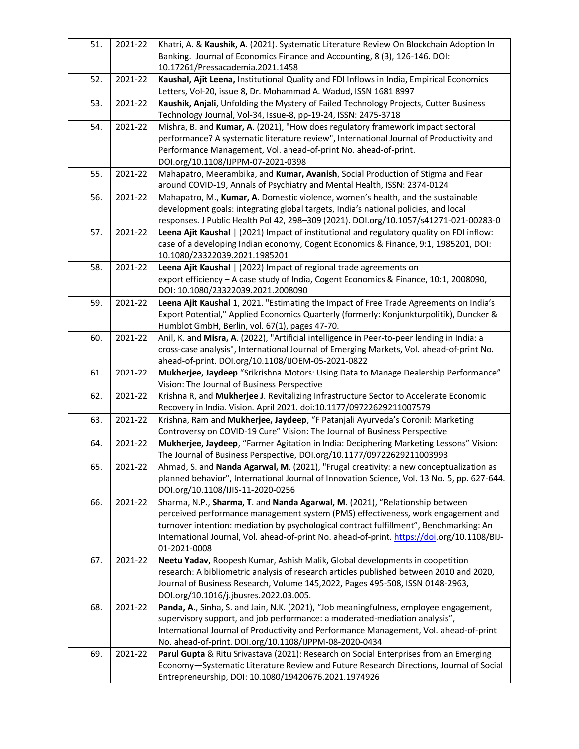| 51. | 2021-22 | Khatri, A. & **Kaushik, A**. (2021). Systematic Literature Review On Blockchain Adoption In Banking. Journal of Economics Finance and Accounting, 8 (3), 126-146. DOI: 10.17261/Pressacademia.2021.1458 |
|---|---|---|
| 52. | 2021-22 | **Kaushal, Ajit Leena,** Institutional Quality and FDI Inflows in India, Empirical Economics Letters, Vol-20, issue 8, Dr. Mohammad A. Wadud, ISSN 1681 8997 |
| 53. | 2021-22 | **Kaushik, Anjali**, Unfolding the Mystery of Failed Technology Projects, Cutter Business Technology Journal, Vol-34, Issue-8, pp-19-24, ISSN: 2475-3718 |
| 54. | 2021-22 | Mishra, B. and **Kumar, A**. (2021), "How does regulatory framework impact sectoral performance? A systematic literature review", International Journal of Productivity and Performance Management, Vol. ahead-of-print No. ahead-of-print. DOI.org/10.1108/IJPPM-07-2021-0398 |
| 55. | 2021-22 | Mahapatro, Meerambika, and **Kumar, Avanish**, Social Production of Stigma and Fear around COVID-19, Annals of Psychiatry and Mental Health, ISSN: 2374-0124 |
| 56. | 2021-22 | Mahapatro, M., **Kumar, A**. Domestic violence, women's health, and the sustainable development goals: integrating global targets, India's national policies, and local responses. J Public Health Pol 42, 298–309 (2021). DOI.org/10.1057/s41271-021-00283-0 |
| 57. | 2021-22 | **Leena Ajit Kaushal** \| (2021) Impact of institutional and regulatory quality on FDI inflow: case of a developing Indian economy, Cogent Economics & Finance, 9:1, 1985201, DOI: 10.1080/23322039.2021.1985201 |
| 58. | 2021-22 | **Leena Ajit Kaushal** \| (2022) Impact of regional trade agreements on export efficiency – A case study of India, Cogent Economics & Finance, 10:1, 2008090, DOI: 10.1080/23322039.2021.2008090 |
| 59. | 2021-22 | **Leena Ajit Kaushal** 1, 2021. "Estimating the Impact of Free Trade Agreements on India's Export Potential," Applied Economics Quarterly (formerly: Konjunkturpolitik), Duncker & Humblot GmbH, Berlin, vol. 67(1), pages 47-70. |
| 60. | 2021-22 | Anil, K. and **Misra, A**. (2022), "Artificial intelligence in Peer-to-peer lending in India: a cross-case analysis", International Journal of Emerging Markets, Vol. ahead-of-print No. ahead-of-print. DOI.org/10.1108/IJOEM-05-2021-0822 |
| 61. | 2021-22 | **Mukherjee, Jaydeep** "Srikrishna Motors: Using Data to Manage Dealership Performance" Vision: The Journal of Business Perspective |
| 62. | 2021-22 | Krishna R, and **Mukherjee J**. Revitalizing Infrastructure Sector to Accelerate Economic Recovery in India. Vision. April 2021. doi:10.1177/09722629211007579 |
| 63. | 2021-22 | Krishna, Ram and **Mukherjee, Jaydeep**, "F Patanjali Ayurveda's Coronil: Marketing Controversy on COVID-19 Cure" Vision: The Journal of Business Perspective |
| 64. | 2021-22 | **Mukherjee, Jaydeep**, "Farmer Agitation in India: Deciphering Marketing Lessons" Vision: The Journal of Business Perspective, DOI.org/10.1177/09722629211003993 |
| 65. | 2021-22 | Ahmad, S. and **Nanda Agarwal, M**. (2021), "Frugal creativity: a new conceptualization as planned behavior", International Journal of Innovation Science, Vol. 13 No. 5, pp. 627-644. DOI.org/10.1108/IJIS-11-2020-0256 |
| 66. | 2021-22 | Sharma, N.P., **Sharma, T**. and **Nanda Agarwal, M**. (2021), "Relationship between perceived performance management system (PMS) effectiveness, work engagement and turnover intention: mediation by psychological contract fulfillment", Benchmarking: An International Journal, Vol. ahead-of-print No. ahead-of-print. https://doi.org/10.1108/BIJ-01-2021-0008 |
| 67. | 2021-22 | **Neetu Yadav**, Roopesh Kumar, Ashish Malik, Global developments in coopetition research: A bibliometric analysis of research articles published between 2010 and 2020, Journal of Business Research, Volume 145,2022, Pages 495-508, ISSN 0148-2963, DOI.org/10.1016/j.jbusres.2022.03.005. |
| 68. | 2021-22 | **Panda, A**., Sinha, S. and Jain, N.K. (2021), "Job meaningfulness, employee engagement, supervisory support, and job performance: a moderated-mediation analysis", International Journal of Productivity and Performance Management, Vol. ahead-of-print No. ahead-of-print. DOI.org/10.1108/IJPPM-08-2020-0434 |
| 69. | 2021-22 | **Parul Gupta** & Ritu Srivastava (2021): Research on Social Enterprises from an Emerging Economy—Systematic Literature Review and Future Research Directions, Journal of Social Entrepreneurship, DOI: 10.1080/19420676.2021.1974926 |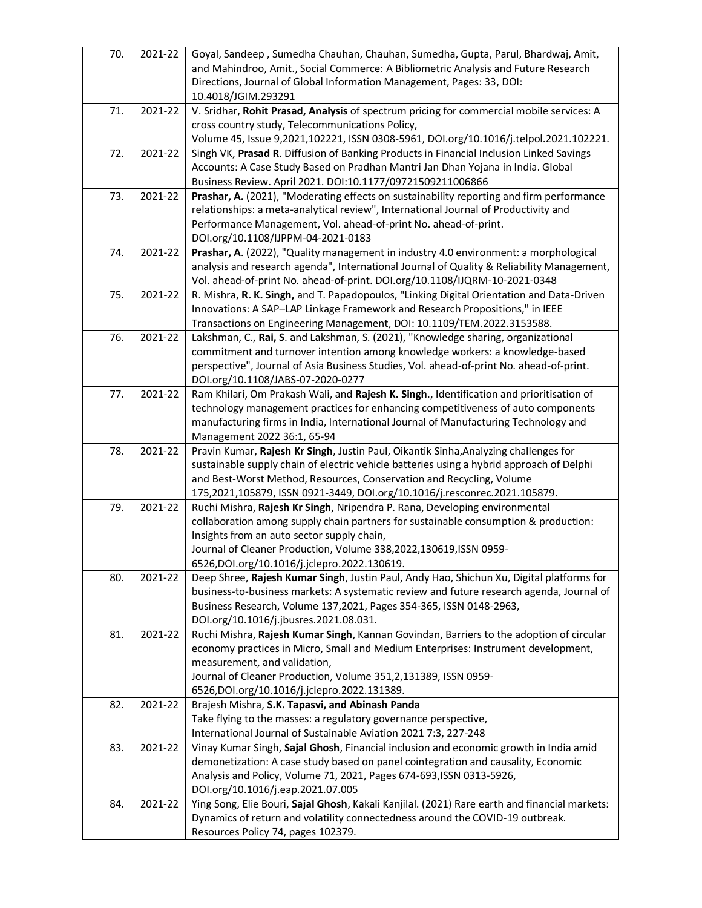| | | |
|---|---|---|
| 70. | 2021-22 | Goyal, Sandeep , Sumedha Chauhan, Chauhan, Sumedha, Gupta, Parul, Bhardwaj, Amit, and Mahindroo, Amit., Social Commerce: A Bibliometric Analysis and Future Research Directions, Journal of Global Information Management, Pages: 33, DOI: 10.4018/JGIM.293291 |
| 71. | 2021-22 | V. Sridhar, **Rohit Prasad, Analysis** of spectrum pricing for commercial mobile services: A cross country study, Telecommunications Policy, Volume 45, Issue 9,2021,102221, ISSN 0308-5961, DOI.org/10.1016/j.telpol.2021.102221. |
| 72. | 2021-22 | Singh VK, **Prasad R**. Diffusion of Banking Products in Financial Inclusion Linked Savings Accounts: A Case Study Based on Pradhan Mantri Jan Dhan Yojana in India. Global Business Review. April 2021. DOI:10.1177/09721509211006866 |
| 73. | 2021-22 | **Prashar, A.** (2021), "Moderating effects on sustainability reporting and firm performance relationships: a meta-analytical review", International Journal of Productivity and Performance Management, Vol. ahead-of-print No. ahead-of-print. DOI.org/10.1108/IJPPM-04-2021-0183 |
| 74. | 2021-22 | **Prashar, A**. (2022), "Quality management in industry 4.0 environment: a morphological analysis and research agenda", International Journal of Quality & Reliability Management, Vol. ahead-of-print No. ahead-of-print. DOI.org/10.1108/IJQRM-10-2021-0348 |
| 75. | 2021-22 | R. Mishra, **R. K. Singh,** and T. Papadopoulos, "Linking Digital Orientation and Data-Driven Innovations: A SAP–LAP Linkage Framework and Research Propositions," in IEEE Transactions on Engineering Management, DOI: 10.1109/TEM.2022.3153588. |
| 76. | 2021-22 | Lakshman, C., **Rai, S**. and Lakshman, S. (2021), "Knowledge sharing, organizational commitment and turnover intention among knowledge workers: a knowledge-based perspective", Journal of Asia Business Studies, Vol. ahead-of-print No. ahead-of-print. DOI.org/10.1108/JABS-07-2020-0277 |
| 77. | 2021-22 | Ram Khilari, Om Prakash Wali, and **Rajesh K. Singh**., Identification and prioritisation of technology management practices for enhancing competitiveness of auto components manufacturing firms in India, International Journal of Manufacturing Technology and Management 2022 36:1, 65-94 |
| 78. | 2021-22 | Pravin Kumar, **Rajesh Kr Singh**, Justin Paul, Oikantik Sinha,Analyzing challenges for sustainable supply chain of electric vehicle batteries using a hybrid approach of Delphi and Best-Worst Method, Resources, Conservation and Recycling, Volume 175,2021,105879, ISSN 0921-3449, DOI.org/10.1016/j.resconrec.2021.105879. |
| 79. | 2021-22 | Ruchi Mishra, **Rajesh Kr Singh**, Nripendra P. Rana, Developing environmental collaboration among supply chain partners for sustainable consumption & production: Insights from an auto sector supply chain, Journal of Cleaner Production, Volume 338,2022,130619,ISSN 0959-6526,DOI.org/10.1016/j.jclepro.2022.130619. |
| 80. | 2021-22 | Deep Shree, **Rajesh Kumar Singh**, Justin Paul, Andy Hao, Shichun Xu, Digital platforms for business-to-business markets: A systematic review and future research agenda, Journal of Business Research, Volume 137,2021, Pages 354-365, ISSN 0148-2963, DOI.org/10.1016/j.jbusres.2021.08.031. |
| 81. | 2021-22 | Ruchi Mishra, **Rajesh Kumar Singh**, Kannan Govindan, Barriers to the adoption of circular economy practices in Micro, Small and Medium Enterprises: Instrument development, measurement, and validation, Journal of Cleaner Production, Volume 351,2,131389, ISSN 0959-6526,DOI.org/10.1016/j.jclepro.2022.131389. |
| 82. | 2021-22 | Brajesh Mishra, **S.K. Tapasvi, and Abinash Panda** Take flying to the masses: a regulatory governance perspective, International Journal of Sustainable Aviation 2021 7:3, 227-248 |
| 83. | 2021-22 | Vinay Kumar Singh, **Sajal Ghosh**, Financial inclusion and economic growth in India amid demonetization: A case study based on panel cointegration and causality, Economic Analysis and Policy, Volume 71, 2021, Pages 674-693,ISSN 0313-5926, DOI.org/10.1016/j.eap.2021.07.005 |
| 84. | 2021-22 | Ying Song, Elie Bouri, **Sajal Ghosh**, Kakali Kanjilal. (2021) Rare earth and financial markets: Dynamics of return and volatility connectedness around the COVID-19 outbreak. Resources Policy 74, pages 102379. |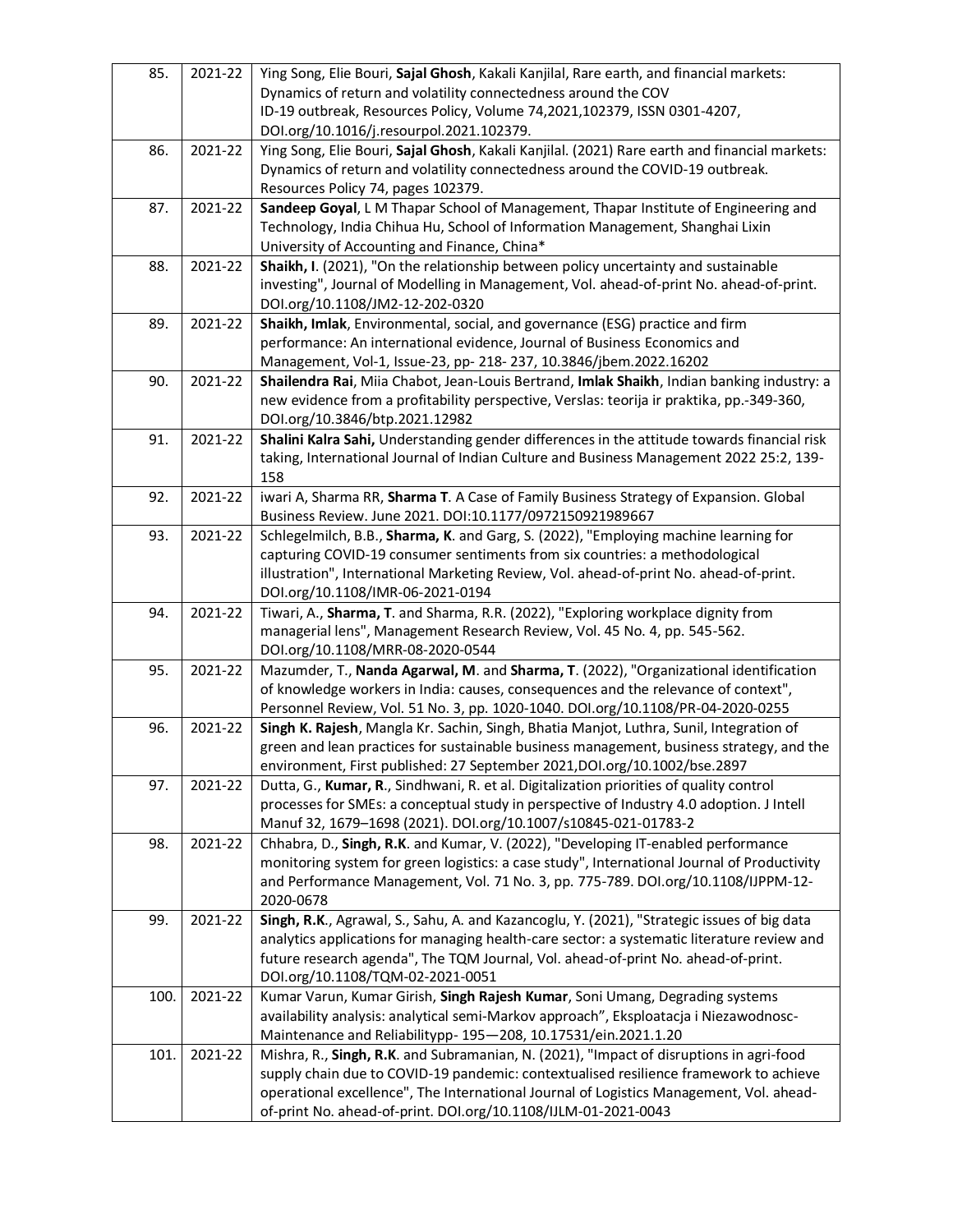| 85. | 2021-22 | Ying Song, Elie Bouri, **Sajal Ghosh**, Kakali Kanjilal, Rare earth, and financial markets: Dynamics of return and volatility connectedness around the COV ID-19 outbreak, Resources Policy, Volume 74,2021,102379, ISSN 0301-4207, DOI.org/10.1016/j.resourpol.2021.102379. |
|---|---|---|
| 86. | 2021-22 | Ying Song, Elie Bouri, **Sajal Ghosh**, Kakali Kanjilal. (2021) Rare earth and financial markets: Dynamics of return and volatility connectedness around the COVID-19 outbreak. Resources Policy 74, pages 102379. |
| 87. | 2021-22 | **Sandeep Goyal**, L M Thapar School of Management, Thapar Institute of Engineering and Technology, India Chihua Hu, School of Information Management, Shanghai Lixin University of Accounting and Finance, China* |
| 88. | 2021-22 | **Shaikh, I**. (2021), "On the relationship between policy uncertainty and sustainable investing", Journal of Modelling in Management, Vol. ahead-of-print No. ahead-of-print. DOI.org/10.1108/JM2-12-202-0320 |
| 89. | 2021-22 | **Shaikh, Imlak**, Environmental, social, and governance (ESG) practice and firm performance: An international evidence, Journal of Business Economics and Management, Vol-1, Issue-23, pp- 218- 237, 10.3846/jbem.2022.16202 |
| 90. | 2021-22 | **Shailendra Rai**, Miia Chabot, Jean-Louis Bertrand, **Imlak Shaikh**, Indian banking industry: a new evidence from a profitability perspective, Verslas: teorija ir praktika, pp.-349-360, DOI.org/10.3846/btp.2021.12982 |
| 91. | 2021-22 | **Shalini Kalra Sahi,** Understanding gender differences in the attitude towards financial risk taking, International Journal of Indian Culture and Business Management 2022 25:2, 139-158 |
| 92. | 2021-22 | iwari A, Sharma RR, **Sharma T**. A Case of Family Business Strategy of Expansion. Global Business Review. June 2021. DOI:10.1177/0972150921989667 |
| 93. | 2021-22 | Schlegelmilch, B.B., **Sharma, K**. and Garg, S. (2022), "Employing machine learning for capturing COVID-19 consumer sentiments from six countries: a methodological illustration", International Marketing Review, Vol. ahead-of-print No. ahead-of-print. DOI.org/10.1108/IMR-06-2021-0194 |
| 94. | 2021-22 | Tiwari, A., **Sharma, T**. and Sharma, R.R. (2022), "Exploring workplace dignity from managerial lens", Management Research Review, Vol. 45 No. 4, pp. 545-562. DOI.org/10.1108/MRR-08-2020-0544 |
| 95. | 2021-22 | Mazumder, T., **Nanda Agarwal, M**. and **Sharma, T**. (2022), "Organizational identification of knowledge workers in India: causes, consequences and the relevance of context", Personnel Review, Vol. 51 No. 3, pp. 1020-1040. DOI.org/10.1108/PR-04-2020-0255 |
| 96. | 2021-22 | **Singh K. Rajesh**, Mangla Kr. Sachin, Singh, Bhatia Manjot, Luthra, Sunil, Integration of green and lean practices for sustainable business management, business strategy, and the environment, First published: 27 September 2021,DOI.org/10.1002/bse.2897 |
| 97. | 2021-22 | Dutta, G., **Kumar, R**., Sindhwani, R. et al. Digitalization priorities of quality control processes for SMEs: a conceptual study in perspective of Industry 4.0 adoption. J Intell Manuf 32, 1679–1698 (2021). DOI.org/10.1007/s10845-021-01783-2 |
| 98. | 2021-22 | Chhabra, D., **Singh, R.K**. and Kumar, V. (2022), "Developing IT-enabled performance monitoring system for green logistics: a case study", International Journal of Productivity and Performance Management, Vol. 71 No. 3, pp. 775-789. DOI.org/10.1108/IJPPM-12-2020-0678 |
| 99. | 2021-22 | **Singh, R.K**., Agrawal, S., Sahu, A. and Kazancoglu, Y. (2021), "Strategic issues of big data analytics applications for managing health-care sector: a systematic literature review and future research agenda", The TQM Journal, Vol. ahead-of-print No. ahead-of-print. DOI.org/10.1108/TQM-02-2021-0051 |
| 100. | 2021-22 | Kumar Varun, Kumar Girish, **Singh Rajesh Kumar**, Soni Umang, Degrading systems availability analysis: analytical semi-Markov approach", Eksploatacja i Niezawodnosc-Maintenance and Reliabilitypp- 195—208, 10.17531/ein.2021.1.20 |
| 101. | 2021-22 | Mishra, R., **Singh, R.K**. and Subramanian, N. (2021), "Impact of disruptions in agri-food supply chain due to COVID-19 pandemic: contextualised resilience framework to achieve operational excellence", The International Journal of Logistics Management, Vol. ahead-of-print No. ahead-of-print. DOI.org/10.1108/IJLM-01-2021-0043 |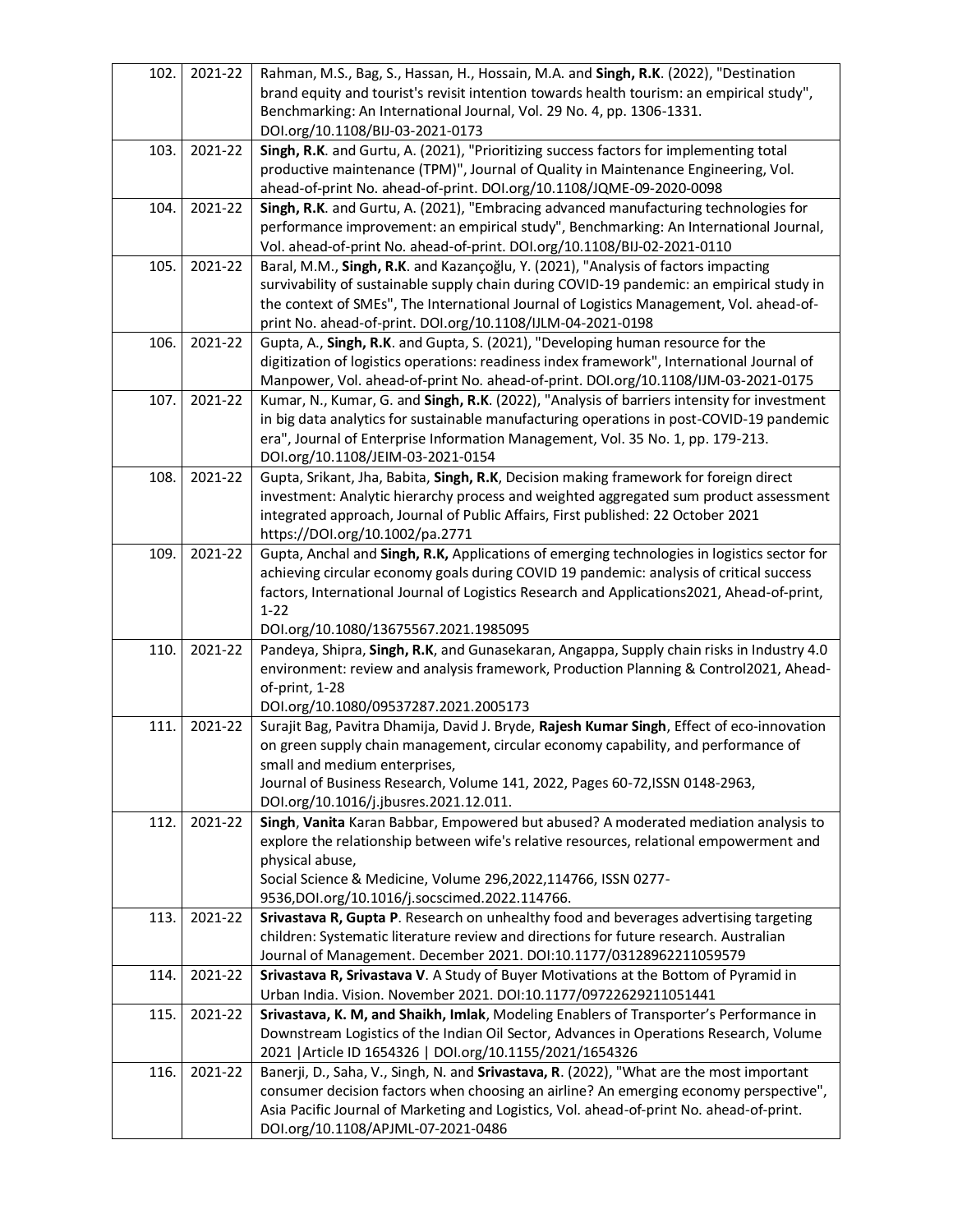| | | |
|---|---|---|
| 102. | 2021-22 | Rahman, M.S., Bag, S., Hassan, H., Hossain, M.A. and **Singh, R.K**. (2022), "Destination brand equity and tourist's revisit intention towards health tourism: an empirical study", Benchmarking: An International Journal, Vol. 29 No. 4, pp. 1306-1331. DOI.org/10.1108/BIJ-03-2021-0173 |
| 103. | 2021-22 | **Singh, R.K**. and Gurtu, A. (2021), "Prioritizing success factors for implementing total productive maintenance (TPM)", Journal of Quality in Maintenance Engineering, Vol. ahead-of-print No. ahead-of-print. DOI.org/10.1108/JQME-09-2020-0098 |
| 104. | 2021-22 | **Singh, R.K**. and Gurtu, A. (2021), "Embracing advanced manufacturing technologies for performance improvement: an empirical study", Benchmarking: An International Journal, Vol. ahead-of-print No. ahead-of-print. DOI.org/10.1108/BIJ-02-2021-0110 |
| 105. | 2021-22 | Baral, M.M., **Singh, R.K**. and Kazançoğlu, Y. (2021), "Analysis of factors impacting survivability of sustainable supply chain during COVID-19 pandemic: an empirical study in the context of SMEs", The International Journal of Logistics Management, Vol. ahead-of-print No. ahead-of-print. DOI.org/10.1108/IJLM-04-2021-0198 |
| 106. | 2021-22 | Gupta, A., **Singh, R.K**. and Gupta, S. (2021), "Developing human resource for the digitization of logistics operations: readiness index framework", International Journal of Manpower, Vol. ahead-of-print No. ahead-of-print. DOI.org/10.1108/IJM-03-2021-0175 |
| 107. | 2021-22 | Kumar, N., Kumar, G. and **Singh, R.K**. (2022), "Analysis of barriers intensity for investment in big data analytics for sustainable manufacturing operations in post-COVID-19 pandemic era", Journal of Enterprise Information Management, Vol. 35 No. 1, pp. 179-213. DOI.org/10.1108/JEIM-03-2021-0154 |
| 108. | 2021-22 | Gupta, Srikant, Jha, Babita, **Singh, R.K**, Decision making framework for foreign direct investment: Analytic hierarchy process and weighted aggregated sum product assessment integrated approach, Journal of Public Affairs, First published: 22 October 2021 https://DOI.org/10.1002/pa.2771 |
| 109. | 2021-22 | Gupta, Anchal and **Singh, R.K,** Applications of emerging technologies in logistics sector for achieving circular economy goals during COVID 19 pandemic: analysis of critical success factors, International Journal of Logistics Research and Applications2021, Ahead-of-print, 1-22<br>DOI.org/10.1080/13675567.2021.1985095 |
| 110. | 2021-22 | Pandeya, Shipra, **Singh, R.K**, and Gunasekaran, Angappa, Supply chain risks in Industry 4.0 environment: review and analysis framework, Production Planning & Control2021, Ahead-of-print, 1-28<br>DOI.org/10.1080/09537287.2021.2005173 |
| 111. | 2021-22 | Surajit Bag, Pavitra Dhamija, David J. Bryde, **Rajesh Kumar Singh**, Effect of eco-innovation on green supply chain management, circular economy capability, and performance of small and medium enterprises,<br>Journal of Business Research, Volume 141, 2022, Pages 60-72,ISSN 0148-2963, DOI.org/10.1016/j.jbusres.2021.12.011. |
| 112. | 2021-22 | **Singh**, **Vanita** Karan Babbar, Empowered but abused? A moderated mediation analysis to explore the relationship between wife's relative resources, relational empowerment and physical abuse,<br>Social Science & Medicine, Volume 296,2022,114766, ISSN 0277-9536,DOI.org/10.1016/j.socscimed.2022.114766. |
| 113. | 2021-22 | **Srivastava R, Gupta P**. Research on unhealthy food and beverages advertising targeting children: Systematic literature review and directions for future research. Australian Journal of Management. December 2021. DOI:10.1177/03128962211059579 |
| 114. | 2021-22 | **Srivastava R, Srivastava V**. A Study of Buyer Motivations at the Bottom of Pyramid in Urban India. Vision. November 2021. DOI:10.1177/09722629211051441 |
| 115. | 2021-22 | **Srivastava, K. M, and Shaikh, Imlak**, Modeling Enablers of Transporter's Performance in Downstream Logistics of the Indian Oil Sector, Advances in Operations Research, Volume 2021 \|Article ID 1654326 \| DOI.org/10.1155/2021/1654326 |
| 116. | 2021-22 | Banerji, D., Saha, V., Singh, N. and **Srivastava, R**. (2022), "What are the most important consumer decision factors when choosing an airline? An emerging economy perspective", Asia Pacific Journal of Marketing and Logistics, Vol. ahead-of-print No. ahead-of-print. DOI.org/10.1108/APJML-07-2021-0486 |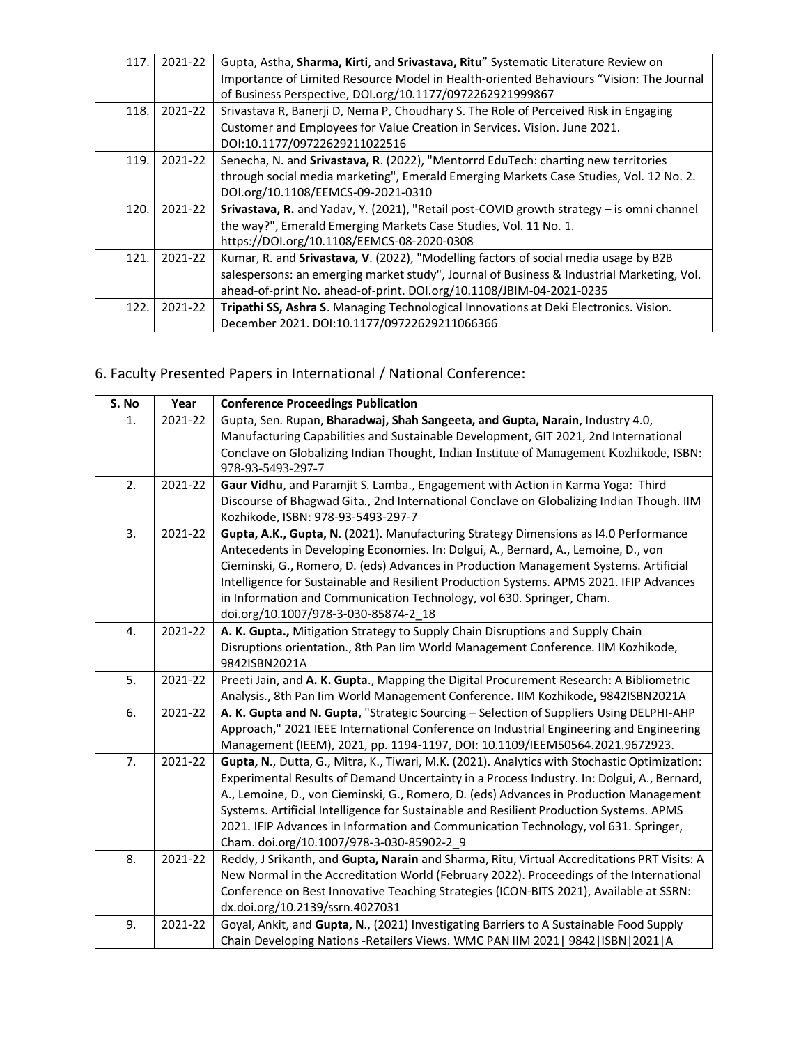| | | |
|---|---|---|
| 117. | 2021-22 | Gupta, Astha, **Sharma, Kirti**, and **Srivastava, Ritu**" Systematic Literature Review on Importance of Limited Resource Model in Health-oriented Behaviours "Vision: The Journal of Business Perspective, DOI.org/10.1177/0972262921999867 |
| 118. | 2021-22 | Srivastava R, Banerji D, Nema P, Choudhary S. The Role of Perceived Risk in Engaging Customer and Employees for Value Creation in Services. Vision. June 2021. DOI:10.1177/09722629211022516 |
| 119. | 2021-22 | Senecha, N. and **Srivastava, R**. (2022), "Mentorrd EduTech: charting new territories through social media marketing", Emerald Emerging Markets Case Studies, Vol. 12 No. 2. DOI.org/10.1108/EEMCS-09-2021-0310 |
| 120. | 2021-22 | **Srivastava, R.** and Yadav, Y. (2021), "Retail post-COVID growth strategy – is omni channel the way?", Emerald Emerging Markets Case Studies, Vol. 11 No. 1. https://DOI.org/10.1108/EEMCS-08-2020-0308 |
| 121. | 2021-22 | Kumar, R. and **Srivastava, V**. (2022), "Modelling factors of social media usage by B2B salespersons: an emerging market study", Journal of Business & Industrial Marketing, Vol. ahead-of-print No. ahead-of-print. DOI.org/10.1108/JBIM-04-2021-0235 |
| 122. | 2021-22 | **Tripathi SS, Ashra S**. Managing Technological Innovations at Deki Electronics. Vision. December 2021. DOI:10.1177/09722629211066366 |

## 6. Faculty Presented Papers in International / National Conference:

| S. No | Year | Conference Proceedings Publication |
|---|---|---|
| 1. | 2021-22 | Gupta, Sen. Rupan, **Bharadwaj, Shah Sangeeta, and Gupta, Narain**, Industry 4.0, Manufacturing Capabilities and Sustainable Development, GIT 2021, 2nd International Conclave on Globalizing Indian Thought, Indian Institute of Management Kozhikode, ISBN: 978-93-5493-297-7 |
| 2. | 2021-22 | **Gaur Vidhu**, and Paramjit S. Lamba., Engagement with Action in Karma Yoga: Third Discourse of Bhagwad Gita., 2nd International Conclave on Globalizing Indian Though. IIM Kozhikode, ISBN: 978-93-5493-297-7 |
| 3. | 2021-22 | **Gupta, A.K., Gupta, N**. (2021). Manufacturing Strategy Dimensions as I4.0 Performance Antecedents in Developing Economies. In: Dolgui, A., Bernard, A., Lemoine, D., von Cieminski, G., Romero, D. (eds) Advances in Production Management Systems. Artificial Intelligence for Sustainable and Resilient Production Systems. APMS 2021. IFIP Advances in Information and Communication Technology, vol 630. Springer, Cham. doi.org/10.1007/978-3-030-85874-2_18 |
| 4. | 2021-22 | **A. K. Gupta.,** Mitigation Strategy to Supply Chain Disruptions and Supply Chain Disruptions orientation., 8th Pan Iim World Management Conference. IIM Kozhikode, 9842ISBN2021A |
| 5. | 2021-22 | Preeti Jain, and **A. K. Gupta**., Mapping the Digital Procurement Research: A Bibliometric Analysis., 8th Pan Iim World Management Conference**.** IIM Kozhikode**,** 9842ISBN2021A |
| 6. | 2021-22 | **A. K. Gupta and N. Gupta**, "Strategic Sourcing – Selection of Suppliers Using DELPHI-AHP Approach," 2021 IEEE International Conference on Industrial Engineering and Engineering Management (IEEM), 2021, pp. 1194-1197, DOI: 10.1109/IEEM50564.2021.9672923. |
| 7. | 2021-22 | **Gupta, N**., Dutta, G., Mitra, K., Tiwari, M.K. (2021). Analytics with Stochastic Optimization: Experimental Results of Demand Uncertainty in a Process Industry. In: Dolgui, A., Bernard, A., Lemoine, D., von Cieminski, G., Romero, D. (eds) Advances in Production Management Systems. Artificial Intelligence for Sustainable and Resilient Production Systems. APMS 2021. IFIP Advances in Information and Communication Technology, vol 631. Springer, Cham. doi.org/10.1007/978-3-030-85902-2_9 |
| 8. | 2021-22 | Reddy, J Srikanth, and **Gupta, Narain** and Sharma, Ritu, Virtual Accreditations PRT Visits: A New Normal in the Accreditation World (February 2022). Proceedings of the International Conference on Best Innovative Teaching Strategies (ICON-BITS 2021), Available at SSRN: dx.doi.org/10.2139/ssrn.4027031 |
| 9. | 2021-22 | Goyal, Ankit, and **Gupta, N.**, (2021) Investigating Barriers to A Sustainable Food Supply Chain Developing Nations -Retailers Views. WMC PAN IIM 2021\| 9842\|ISBN\|2021\|A |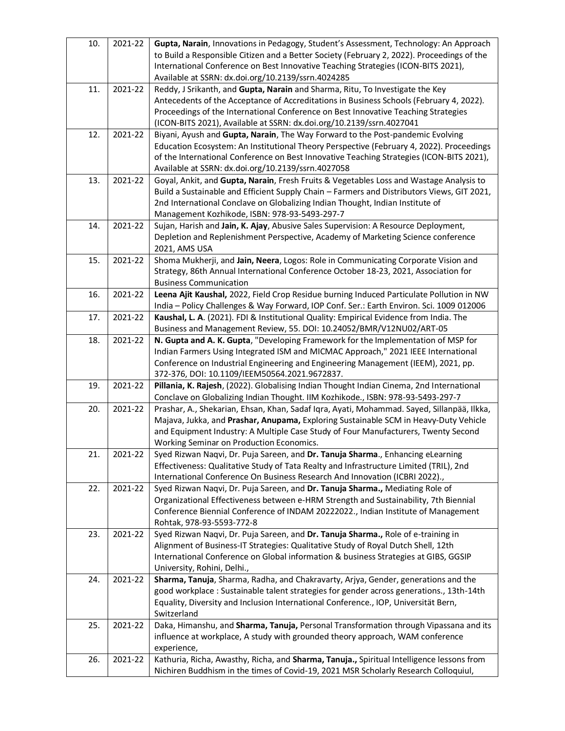| | | |
|---|---|---|
| 10. | 2021-22 | **Gupta, Narain**, Innovations in Pedagogy, Student's Assessment, Technology: An Approach to Build a Responsible Citizen and a Better Society (February 2, 2022). Proceedings of the International Conference on Best Innovative Teaching Strategies (ICON-BITS 2021), Available at SSRN: dx.doi.org/10.2139/ssrn.4024285 |
| 11. | 2021-22 | Reddy, J Srikanth, and **Gupta, Narain** and Sharma, Ritu, To Investigate the Key Antecedents of the Acceptance of Accreditations in Business Schools (February 4, 2022). Proceedings of the International Conference on Best Innovative Teaching Strategies (ICON-BITS 2021), Available at SSRN: dx.doi.org/10.2139/ssrn.4027041 |
| 12. | 2021-22 | Biyani, Ayush and **Gupta, Narain**, The Way Forward to the Post-pandemic Evolving Education Ecosystem: An Institutional Theory Perspective (February 4, 2022). Proceedings of the International Conference on Best Innovative Teaching Strategies (ICON-BITS 2021), Available at SSRN: dx.doi.org/10.2139/ssrn.4027058 |
| 13. | 2021-22 | Goyal, Ankit, and **Gupta, Narain**, Fresh Fruits & Vegetables Loss and Wastage Analysis to Build a Sustainable and Efficient Supply Chain – Farmers and Distributors Views, GIT 2021, 2nd International Conclave on Globalizing Indian Thought, Indian Institute of Management Kozhikode, ISBN: 978-93-5493-297-7 |
| 14. | 2021-22 | Sujan, Harish and **Jain, K. Ajay**, Abusive Sales Supervision: A Resource Deployment, Depletion and Replenishment Perspective, Academy of Marketing Science conference 2021, AMS USA |
| 15. | 2021-22 | Shoma Mukherji, and **Jain, Neera**, Logos: Role in Communicating Corporate Vision and Strategy, 86th Annual International Conference October 18-23, 2021, Association for Business Communication |
| 16. | 2021-22 | **Leena Ajit Kaushal,** 2022, Field Crop Residue burning Induced Particulate Pollution in NW India – Policy Challenges & Way Forward, IOP Conf. Ser.: Earth Environ. Sci. 1009 012006 |
| 17. | 2021-22 | **Kaushal, L. A**. (2021). FDI & Institutional Quality: Empirical Evidence from India. The Business and Management Review, 55. DOI: 10.24052/BMR/V12NU02/ART-05 |
| 18. | 2021-22 | **N. Gupta and A. K. Gupta**, "Developing Framework for the Implementation of MSP for Indian Farmers Using Integrated ISM and MICMAC Approach," 2021 IEEE International Conference on Industrial Engineering and Engineering Management (IEEM), 2021, pp. 372-376, DOI: 10.1109/IEEM50564.2021.9672837. |
| 19. | 2021-22 | **Pillania, K. Rajesh**, (2022). Globalising Indian Thought Indian Cinema, 2nd International Conclave on Globalizing Indian Thought. IIM Kozhikode., ISBN: 978-93-5493-297-7 |
| 20. | 2021-22 | Prashar, A., Shekarian, Ehsan, Khan, Sadaf Iqra, Ayati, Mohammad. Sayed, Sillanpää, Ilkka, Majava, Jukka, and **Prashar, Anupama,** Exploring Sustainable SCM in Heavy-Duty Vehicle and Equipment Industry: A Multiple Case Study of Four Manufacturers, Twenty Second Working Seminar on Production Economics. |
| 21. | 2021-22 | Syed Rizwan Naqvi, Dr. Puja Sareen, and **Dr. Tanuja Sharma**., Enhancing eLearning Effectiveness: Qualitative Study of Tata Realty and Infrastructure Limited (TRIL), 2nd International Conference On Business Research And Innovation (ICBRI 2022)., |
| 22. | 2021-22 | Syed Rizwan Naqvi, Dr. Puja Sareen, and **Dr. Tanuja Sharma.,** Mediating Role of Organizational Effectiveness between e-HRM Strength and Sustainability, 7th Biennial Conference Biennial Conference of INDAM 20222022., Indian Institute of Management Rohtak, 978-93-5593-772-8 |
| 23. | 2021-22 | Syed Rizwan Naqvi, Dr. Puja Sareen, and **Dr. Tanuja Sharma.,** Role of e-training in Alignment of Business-IT Strategies: Qualitative Study of Royal Dutch Shell, 12th International Conference on Global information & business Strategies at GIBS, GGSIP University, Rohini, Delhi., |
| 24. | 2021-22 | **Sharma, Tanuja**, Sharma, Radha, and Chakravarty, Arjya, Gender, generations and the good workplace : Sustainable talent strategies for gender across generations., 13th-14th Equality, Diversity and Inclusion International Conference., IOP, Universität Bern, Switzerland |
| 25. | 2021-22 | Daka, Himanshu, and **Sharma, Tanuja,** Personal Transformation through Vipassana and its influence at workplace, A study with grounded theory approach, WAM conference experience, |
| 26. | 2021-22 | Kathuria, Richa, Awasthy, Richa, and **Sharma, Tanuja.,** Spiritual Intelligence lessons from Nichiren Buddhism in the times of Covid-19, 2021 MSR Scholarly Research Colloquiul, |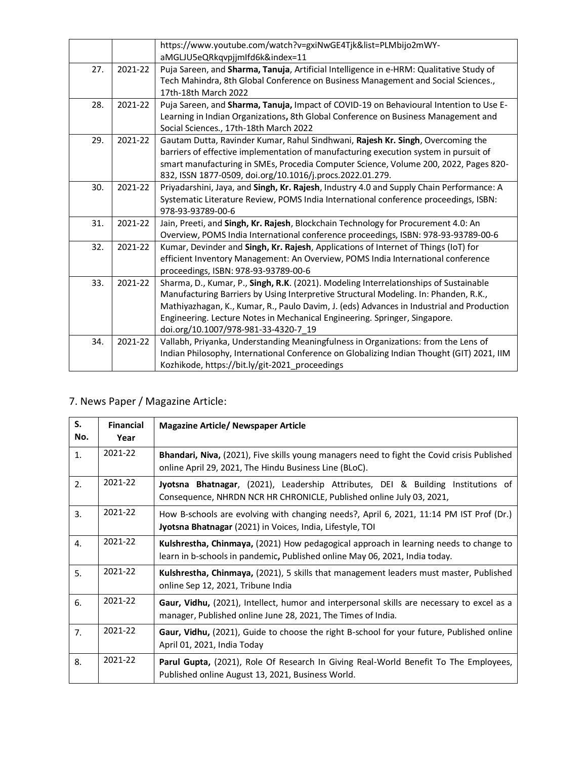| | | https://www.youtube.com/watch?v=gxiNwGE4Tjk&list=PLMbijo2mWY-aMGLJU5eQRkqvpjjmIfd6k&index=11 |
|---|---|---|
| 27. | 2021-22 | Puja Sareen, and **Sharma, Tanuja**, Artificial Intelligence in e-HRM: Qualitative Study of Tech Mahindra, 8th Global Conference on Business Management and Social Sciences., 17th-18th March 2022 |
| 28. | 2021-22 | Puja Sareen, and **Sharma, Tanuja,** Impact of COVID-19 on Behavioural Intention to Use E-Learning in Indian Organizations**,** 8th Global Conference on Business Management and Social Sciences., 17th-18th March 2022 |
| 29. | 2021-22 | Gautam Dutta, Ravinder Kumar, Rahul Sindhwani, **Rajesh Kr. Singh**, Overcoming the barriers of effective implementation of manufacturing execution system in pursuit of smart manufacturing in SMEs, Procedia Computer Science, Volume 200, 2022, Pages 820-832, ISSN 1877-0509, doi.org/10.1016/j.procs.2022.01.279. |
| 30. | 2021-22 | Priyadarshini, Jaya, and **Singh, Kr. Rajesh**, Industry 4.0 and Supply Chain Performance: A Systematic Literature Review, POMS India International conference proceedings, ISBN: 978-93-93789-00-6 |
| 31. | 2021-22 | Jain, Preeti, and **Singh, Kr. Rajesh**, Blockchain Technology for Procurement 4.0: An Overview, POMS India International conference proceedings, ISBN: 978-93-93789-00-6 |
| 32. | 2021-22 | Kumar, Devinder and **Singh, Kr. Rajesh**, Applications of Internet of Things (IoT) for efficient Inventory Management: An Overview, POMS India International conference proceedings, ISBN: 978-93-93789-00-6 |
| 33. | 2021-22 | Sharma, D., Kumar, P., **Singh, R.K**. (2021). Modeling Interrelationships of Sustainable Manufacturing Barriers by Using Interpretive Structural Modeling. In: Phanden, R.K., Mathiyazhagan, K., Kumar, R., Paulo Davim, J. (eds) Advances in Industrial and Production Engineering. Lecture Notes in Mechanical Engineering. Springer, Singapore. doi.org/10.1007/978-981-33-4320-7_19 |
| 34. | 2021-22 | Vallabh, Priyanka, Understanding Meaningfulness in Organizations: from the Lens of Indian Philosophy, International Conference on Globalizing Indian Thought (GIT) 2021, IIM Kozhikode, https://bit.ly/git-2021_proceedings |

## 7. News Paper / Magazine Article:

| S. No. | Financial Year | Magazine Article/ Newspaper Article |
|---|---|---|
| 1. | 2021-22 | **Bhandari, Niva,** (2021), Five skills young managers need to fight the Covid crisis Published online April 29, 2021, The Hindu Business Line (BLoC). |
| 2. | 2021-22 | **Jyotsna Bhatnagar**, (2021), Leadership Attributes, DEI & Building Institutions of Consequence, NHRDN NCR HR CHRONICLE, Published online July 03, 2021, |
| 3. | 2021-22 | How B-schools are evolving with changing needs?, April 6, 2021, 11:14 PM IST Prof (Dr.) **Jyotsna Bhatnagar** (2021) in Voices, India, Lifestyle, TOI |
| 4. | 2021-22 | **Kulshrestha, Chinmaya,** (2021) How pedagogical approach in learning needs to change to learn in b-schools in pandemic**,** Published online May 06, 2021, India today. |
| 5. | 2021-22 | **Kulshrestha, Chinmaya,** (2021), 5 skills that management leaders must master, Published online Sep 12, 2021, Tribune India |
| 6. | 2021-22 | **Gaur, Vidhu,** (2021), Intellect, humor and interpersonal skills are necessary to excel as a manager, Published online June 28, 2021, The Times of India. |
| 7. | 2021-22 | **Gaur, Vidhu,** (2021), Guide to choose the right B-school for your future, Published online April 01, 2021, India Today |
| 8. | 2021-22 | **Parul Gupta,** (2021), Role Of Research In Giving Real-World Benefit To The Employees, Published online August 13, 2021, Business World. |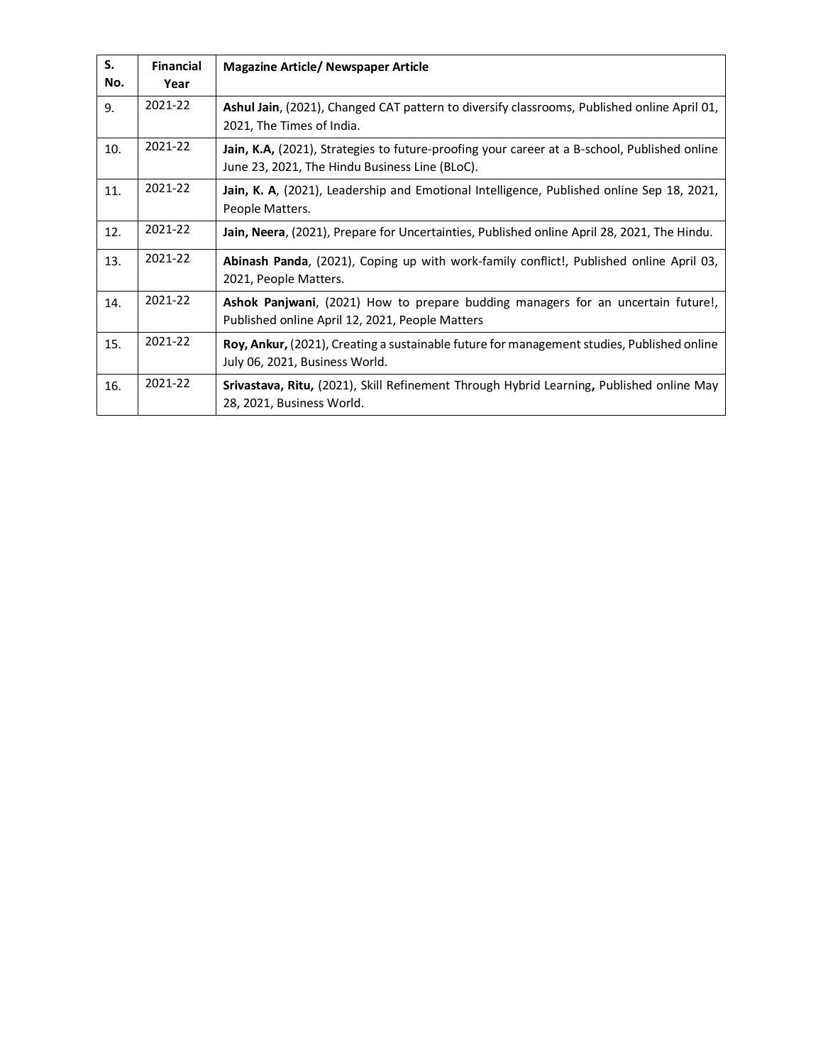| S. No. | Financial Year | Magazine Article/ Newspaper Article |
|---|---|---|
| 9. | 2021-22 | **Ashul Jain**, (2021), Changed CAT pattern to diversify classrooms, Published online April 01, 2021, The Times of India. |
| 10. | 2021-22 | **Jain, K.A,** (2021), Strategies to future-proofing your career at a B-school, Published online June 23, 2021, The Hindu Business Line (BLoC). |
| 11. | 2021-22 | **Jain, K. A**, (2021), Leadership and Emotional Intelligence, Published online Sep 18, 2021, People Matters. |
| 12. | 2021-22 | **Jain, Neera**, (2021), Prepare for Uncertainties, Published online April 28, 2021, The Hindu. |
| 13. | 2021-22 | **Abinash Panda**, (2021), Coping up with work-family conflict!, Published online April 03, 2021, People Matters. |
| 14. | 2021-22 | **Ashok Panjwani**, (2021) How to prepare budding managers for an uncertain future!, Published online April 12, 2021, People Matters |
| 15. | 2021-22 | **Roy, Ankur,** (2021), Creating a sustainable future for management studies, Published online July 06, 2021, Business World. |
| 16. | 2021-22 | **Srivastava, Ritu,** (2021), Skill Refinement Through Hybrid Learning**,** Published online May 28, 2021, Business World. |